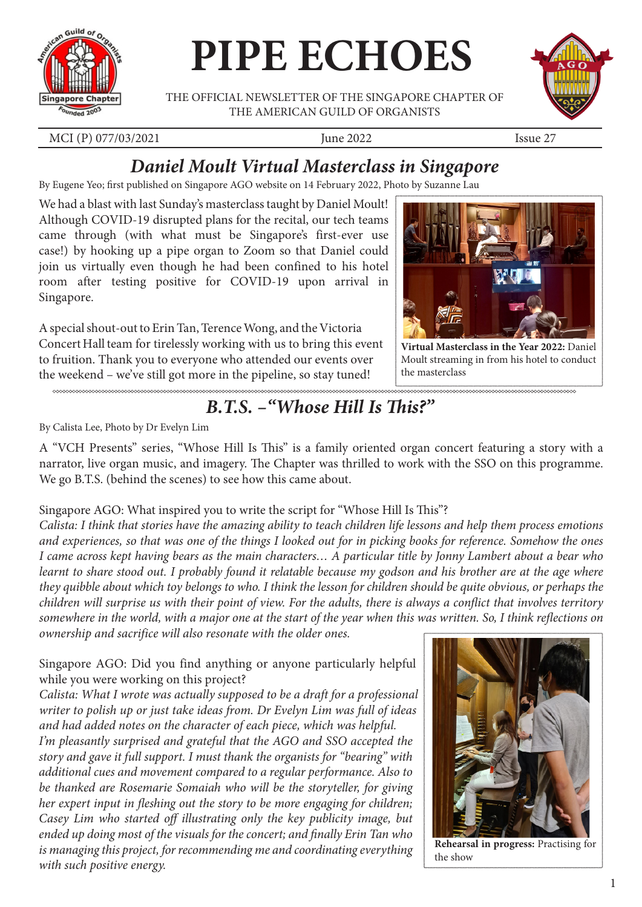# PIPE ECHOES

THE OFFICIAL NEWSLETTER OF THE SINGAPORE CHAPTER OF THE AMERICAN GUILD OF ORGANISTS

MCI (P) 077/03/2021 | June 2022 | Issue 27

## *Daniel Moult Virtual Masterclass in Singapore*

By Eugene Yeo; first published on Singapore AGO website on 14 February 2022, Photo by Suzanne Lau

We had a blast with last Sunday's masterclass taught by Daniel Moult! Although COVID-19 disrupted plans for the recital, our tech teams came through (with what must be Singapore's first-ever use case!) by hooking up a pipe organ to Zoom so that Daniel could join us virtually even though he had been confined to his hotel room after testing positive for COVID-19 upon arrival in Singapore.

A special shout-out to Erin Tan, Terence Wong, and the Victoria Concert Hall team for tirelessly working with us to bring this event to fruition. Thank you to everyone who attended our events over the weekend – we've still got more in the pipeline, so stay tuned!

**Virtual Masterclass in the Year 2022:** Daniel Moult streaming in from his hotel to conduct the masterclass

## *B.T.S. –"Whose Hill Is This?"*

By Calista Lee, Photo by Dr Evelyn Lim

A "VCH Presents" series, "Whose Hill Is This" is a family oriented organ concert featuring a story with a narrator, live organ music, and imagery. The Chapter was thrilled to work with the SSO on this programme. We go B.T.S. (behind the scenes) to see how this came about.

Singapore AGO: What inspired you to write the script for "Whose Hill Is This"?
*Calista: I think that stories have the amazing ability to teach children life lessons and help them process emotions and experiences, so that was one of the things I looked out for in picking books for reference. Somehow the ones I came across kept having bears as the main characters… A particular title by Jonny Lambert about a bear who learnt to share stood out. I probably found it relatable because my godson and his brother are at the age where they quibble about which toy belongs to who. I think the lesson for children should be quite obvious, or perhaps the children will surprise us with their point of view. For the adults, there is always a conflict that involves territory somewhere in the world, with a major one at the start of the year when this was written. So, I think reflections on ownership and sacrifice will also resonate with the older ones.*

Singapore AGO: Did you find anything or anyone particularly helpful while you were working on this project?
*Calista: What I wrote was actually supposed to be a draft for a professional writer to polish up or just take ideas from. Dr Evelyn Lim was full of ideas and had added notes on the character of each piece, which was helpful. I'm pleasantly surprised and grateful that the AGO and SSO accepted the story and gave it full support. I must thank the organists for "bearing" with additional cues and movement compared to a regular performance. Also to be thanked are Rosemarie Somaiah who will be the storyteller, for giving her expert input in fleshing out the story to be more engaging for children; Casey Lim who started off illustrating only the key publicity image, but ended up doing most of the visuals for the concert; and finally Erin Tan who is managing this project, for recommending me and coordinating everything with such positive energy.*

**Rehearsal in progress:** Practising for the show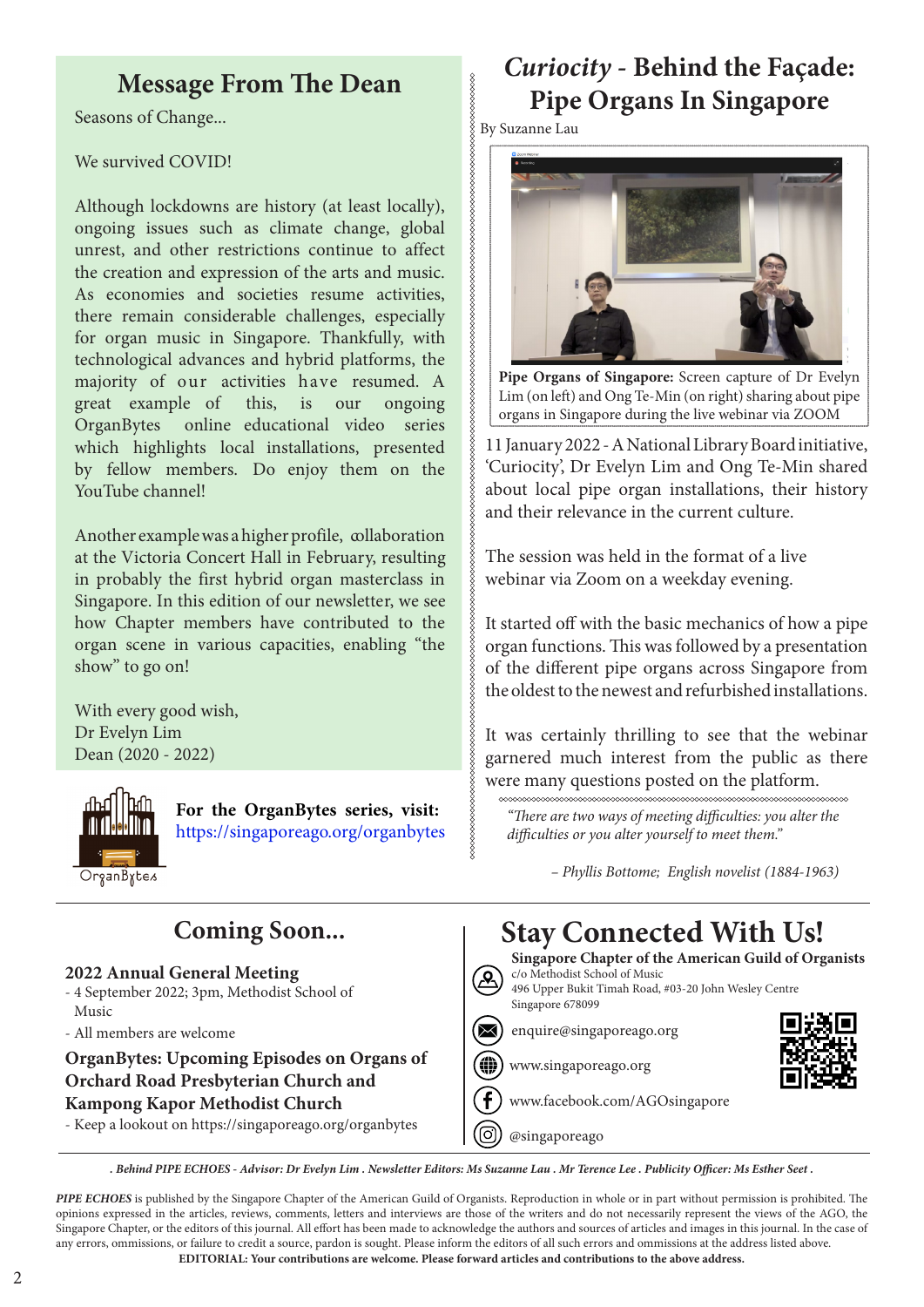## Message From The Dean

Seasons of Change...

We survived COVID!

Although lockdowns are history (at least locally), ongoing issues such as climate change, global unrest, and other restrictions continue to affect the creation and expression of the arts and music. As economies and societies resume activities, there remain considerable challenges, especially for organ music in Singapore. Thankfully, with technological advances and hybrid platforms, the majority of our activities have resumed. A great example of this, is our ongoing OrganBytes online educational video series which highlights local installations, presented by fellow members. Do enjoy them on the YouTube channel!

Another example was a higher profile, collaboration at the Victoria Concert Hall in February, resulting in probably the first hybrid organ masterclass in Singapore. In this edition of our newsletter, we see how Chapter members have contributed to the organ scene in various capacities, enabling "the show" to go on!

With every good wish,
Dr Evelyn Lim
Dean (2020 - 2022)

**For the OrganBytes series, visit:** https://singaporeago.org/organbytes

## *Curiocity* - Behind the Façade: Pipe Organs In Singapore

By Suzanne Lau

**Pipe Organs of Singapore:** Screen capture of Dr Evelyn Lim (on left) and Ong Te-Min (on right) sharing about pipe organs in Singapore during the live webinar via ZOOM

11 January 2022 - A National Library Board initiative, 'Curiocity', Dr Evelyn Lim and Ong Te-Min shared about local pipe organ installations, their history and their relevance in the current culture.

The session was held in the format of a live webinar via Zoom on a weekday evening.

It started off with the basic mechanics of how a pipe organ functions. This was followed by a presentation of the different pipe organs across Singapore from the oldest to the newest and refurbished installations.

It was certainly thrilling to see that the webinar garnered much interest from the public as there were many questions posted on the platform.

*"There are two ways of meeting difficulties: you alter the difficulties or you alter yourself to meet them."*

*– Phyllis Bottome; English novelist (1884-1963)*

## Coming Soon...

**2022 Annual General Meeting**
- 4 September 2022; 3pm, Methodist School of Music
- All members are welcome

**OrganBytes: Upcoming Episodes on Organs of Orchard Road Presbyterian Church and Kampong Kapor Methodist Church**
- Keep a lookout on https://singaporeago.org/organbytes

## Stay Connected With Us!

**Singapore Chapter of the American Guild of Organists**
c/o Methodist School of Music
496 Upper Bukit Timah Road, #03-20 John Wesley Centre
Singapore 678099

enquire@singaporeago.org

www.singaporeago.org

www.facebook.com/AGOsingapore

@singaporeago

*. Behind PIPE ECHOES - Advisor: Dr Evelyn Lim . Newsletter Editors: Ms Suzanne Lau . Mr Terence Lee . Publicity Officer: Ms Esther Seet .*

***PIPE ECHOES*** is published by the Singapore Chapter of the American Guild of Organists. Reproduction in whole or in part without permission is prohibited. The opinions expressed in the articles, reviews, comments, letters and interviews are those of the writers and do not necessarily represent the views of the AGO, the Singapore Chapter, or the editors of this journal. All effort has been made to acknowledge the authors and sources of articles and images in this journal. In the case of any errors, ommissions, or failure to credit a source, pardon is sought. Please inform the editors of all such errors and ommissions at the address listed above.

**EDITORIAL: Your contributions are welcome. Please forward articles and contributions to the above address.**